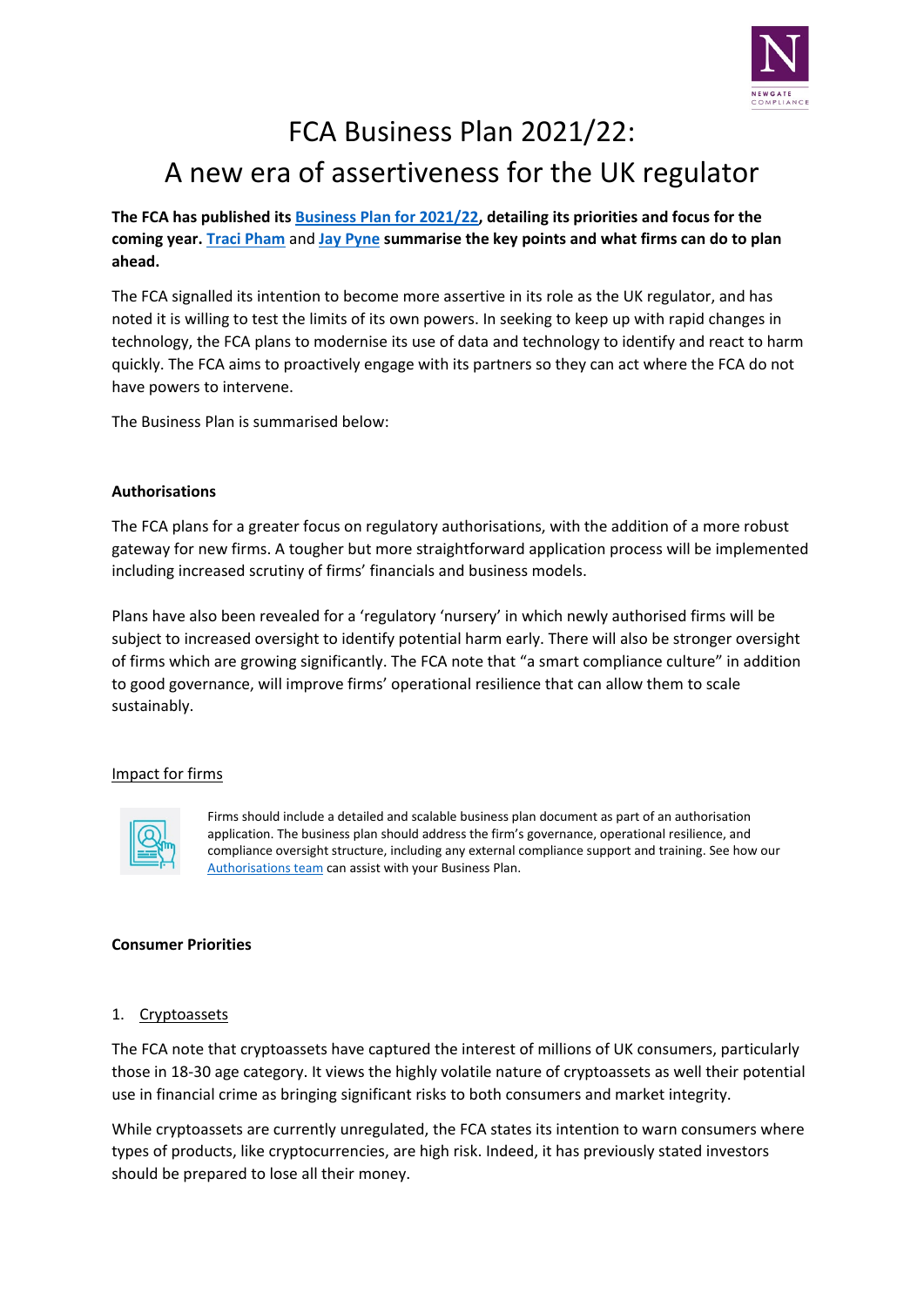# FCA Business Plan 2021/22:
# A new era of assertiveness for the UK regulator

**The FCA has published its Business Plan for 2021/22, detailing its priorities and focus for the coming year. Traci Pham and Jay Pyne summarise the key points and what firms can do to plan ahead.**

The FCA signalled its intention to become more assertive in its role as the UK regulator, and has noted it is willing to test the limits of its own powers. In seeking to keep up with rapid changes in technology, the FCA plans to modernise its use of data and technology to identify and react to harm quickly. The FCA aims to proactively engage with its partners so they can act where the FCA do not have powers to intervene.

The Business Plan is summarised below:

### Authorisations

The FCA plans for a greater focus on regulatory authorisations, with the addition of a more robust gateway for new firms. A tougher but more straightforward application process will be implemented including increased scrutiny of firms' financials and business models.

Plans have also been revealed for a 'regulatory 'nursery' in which newly authorised firms will be subject to increased oversight to identify potential harm early. There will also be stronger oversight of firms which are growing significantly. The FCA note that "a smart compliance culture" in addition to good governance, will improve firms' operational resilience that can allow them to scale sustainably.

#### Impact for firms

Firms should include a detailed and scalable business plan document as part of an authorisation application. The business plan should address the firm's governance, operational resilience, and compliance oversight structure, including any external compliance support and training. See how our Authorisations team can assist with your Business Plan.

### Consumer Priorities

1. Cryptoassets

The FCA note that cryptoassets have captured the interest of millions of UK consumers, particularly those in 18-30 age category. It views the highly volatile nature of cryptoassets as well their potential use in financial crime as bringing significant risks to both consumers and market integrity.

While cryptoassets are currently unregulated, the FCA states its intention to warn consumers where types of products, like cryptocurrencies, are high risk. Indeed, it has previously stated investors should be prepared to lose all their money.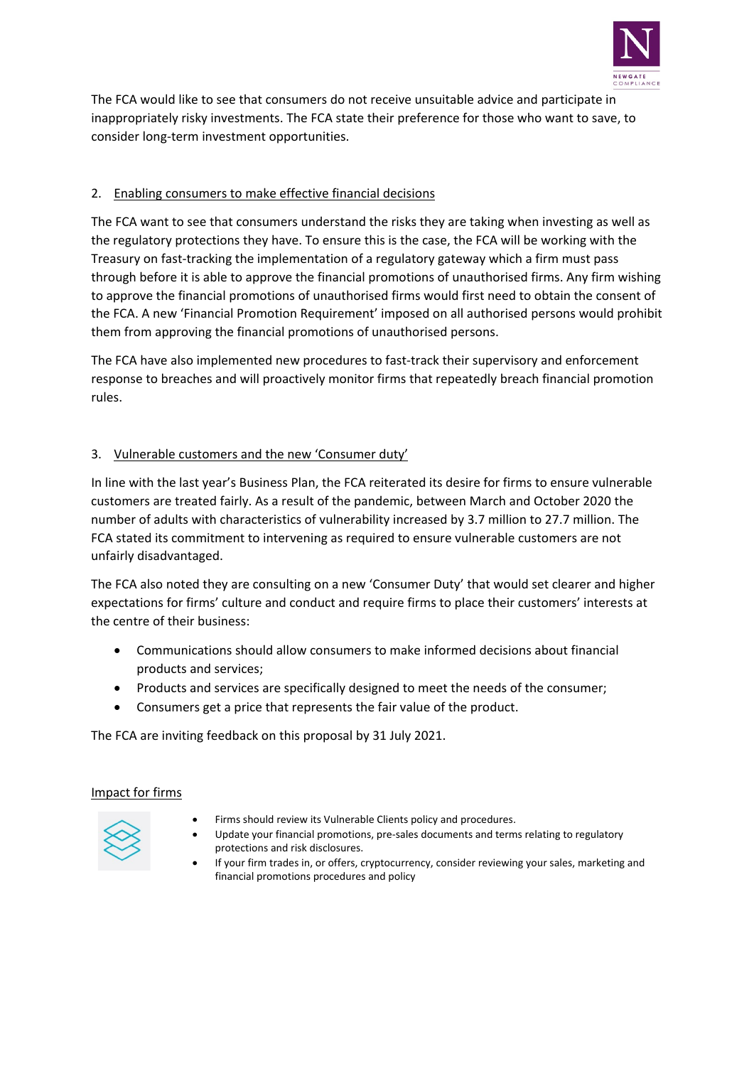The FCA would like to see that consumers do not receive unsuitable advice and participate in inappropriately risky investments. The FCA state their preference for those who want to save, to consider long-term investment opportunities.

2. Enabling consumers to make effective financial decisions

The FCA want to see that consumers understand the risks they are taking when investing as well as the regulatory protections they have. To ensure this is the case, the FCA will be working with the Treasury on fast-tracking the implementation of a regulatory gateway which a firm must pass through before it is able to approve the financial promotions of unauthorised firms. Any firm wishing to approve the financial promotions of unauthorised firms would first need to obtain the consent of the FCA. A new 'Financial Promotion Requirement' imposed on all authorised persons would prohibit them from approving the financial promotions of unauthorised persons.

The FCA have also implemented new procedures to fast-track their supervisory and enforcement response to breaches and will proactively monitor firms that repeatedly breach financial promotion rules.

3. Vulnerable customers and the new 'Consumer duty'

In line with the last year's Business Plan, the FCA reiterated its desire for firms to ensure vulnerable customers are treated fairly. As a result of the pandemic, between March and October 2020 the number of adults with characteristics of vulnerability increased by 3.7 million to 27.7 million. The FCA stated its commitment to intervening as required to ensure vulnerable customers are not unfairly disadvantaged.

The FCA also noted they are consulting on a new 'Consumer Duty' that would set clearer and higher expectations for firms' culture and conduct and require firms to place their customers' interests at the centre of their business:

- Communications should allow consumers to make informed decisions about financial products and services;
- Products and services are specifically designed to meet the needs of the consumer;
- Consumers get a price that represents the fair value of the product.

The FCA are inviting feedback on this proposal by 31 July 2021.

Impact for firms

- Firms should review its Vulnerable Clients policy and procedures.
- Update your financial promotions, pre-sales documents and terms relating to regulatory protections and risk disclosures.
- If your firm trades in, or offers, cryptocurrency, consider reviewing your sales, marketing and financial promotions procedures and policy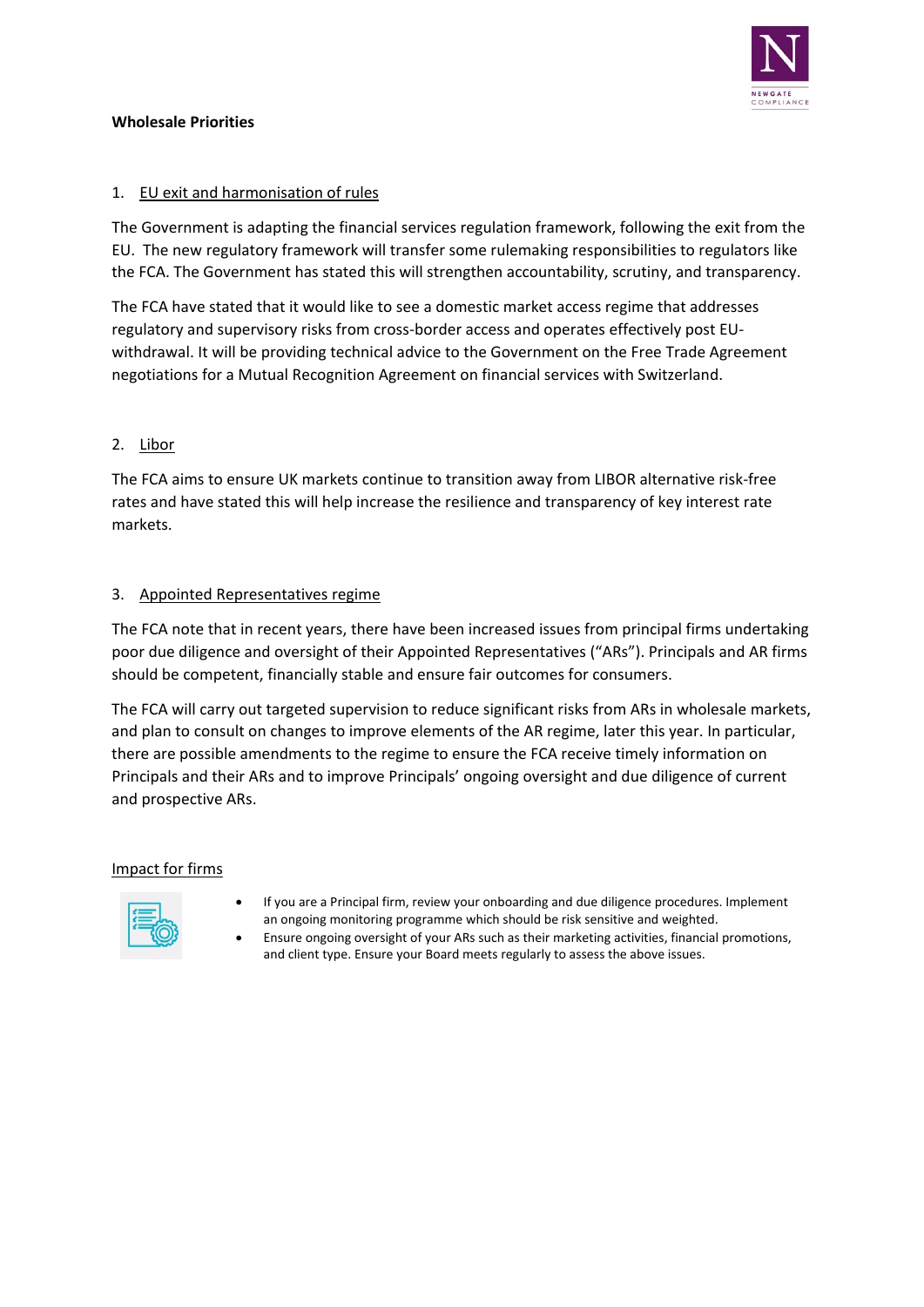**Wholesale Priorities**

1. EU exit and harmonisation of rules

The Government is adapting the financial services regulation framework, following the exit from the EU. The new regulatory framework will transfer some rulemaking responsibilities to regulators like the FCA. The Government has stated this will strengthen accountability, scrutiny, and transparency.

The FCA have stated that it would like to see a domestic market access regime that addresses regulatory and supervisory risks from cross-border access and operates effectively post EU-withdrawal. It will be providing technical advice to the Government on the Free Trade Agreement negotiations for a Mutual Recognition Agreement on financial services with Switzerland.

2. Libor

The FCA aims to ensure UK markets continue to transition away from LIBOR alternative risk-free rates and have stated this will help increase the resilience and transparency of key interest rate markets.

3. Appointed Representatives regime

The FCA note that in recent years, there have been increased issues from principal firms undertaking poor due diligence and oversight of their Appointed Representatives ("ARs"). Principals and AR firms should be competent, financially stable and ensure fair outcomes for consumers.

The FCA will carry out targeted supervision to reduce significant risks from ARs in wholesale markets, and plan to consult on changes to improve elements of the AR regime, later this year. In particular, there are possible amendments to the regime to ensure the FCA receive timely information on Principals and their ARs and to improve Principals' ongoing oversight and due diligence of current and prospective ARs.

Impact for firms

- If you are a Principal firm, review your onboarding and due diligence procedures. Implement an ongoing monitoring programme which should be risk sensitive and weighted.
- Ensure ongoing oversight of your ARs such as their marketing activities, financial promotions, and client type. Ensure your Board meets regularly to assess the above issues.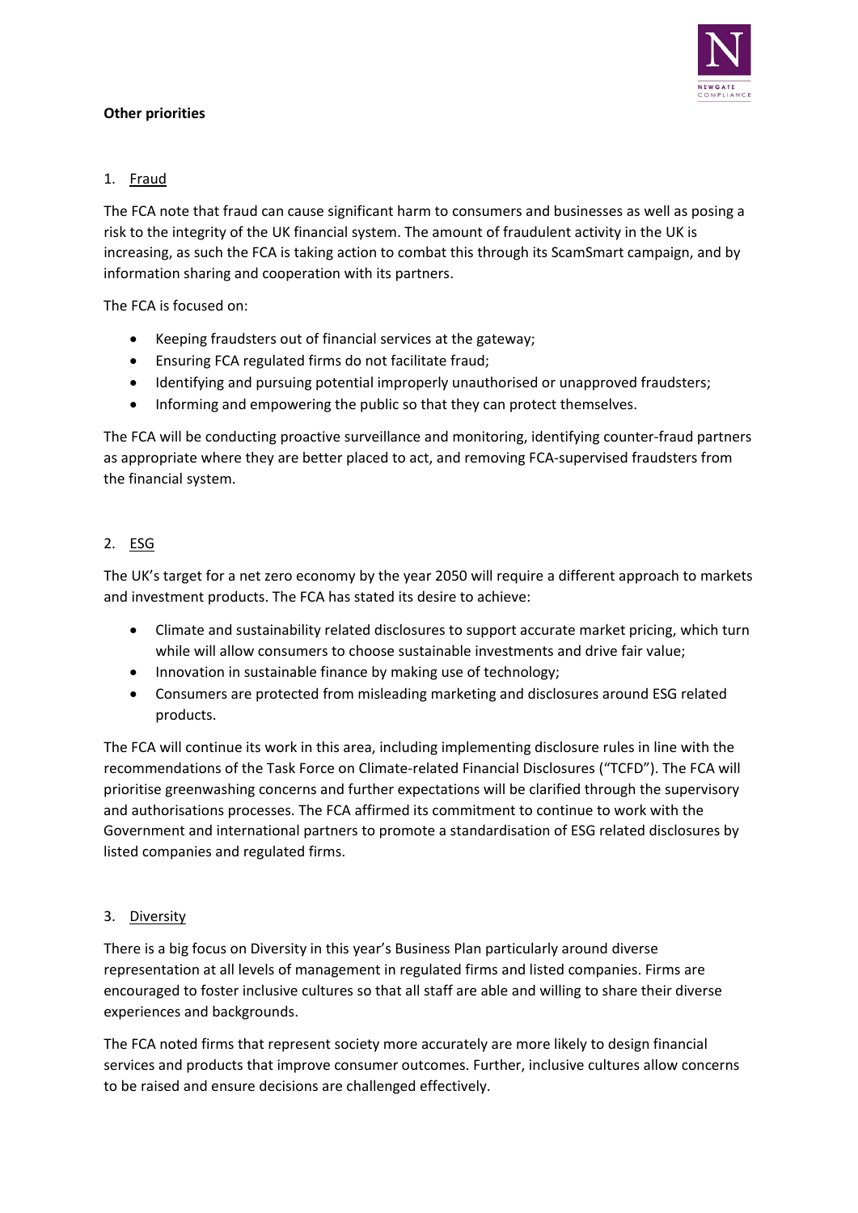**Other priorities**

1. Fraud

The FCA note that fraud can cause significant harm to consumers and businesses as well as posing a risk to the integrity of the UK financial system. The amount of fraudulent activity in the UK is increasing, as such the FCA is taking action to combat this through its ScamSmart campaign, and by information sharing and cooperation with its partners.

The FCA is focused on:

- Keeping fraudsters out of financial services at the gateway;
- Ensuring FCA regulated firms do not facilitate fraud;
- Identifying and pursuing potential improperly unauthorised or unapproved fraudsters;
- Informing and empowering the public so that they can protect themselves.

The FCA will be conducting proactive surveillance and monitoring, identifying counter-fraud partners as appropriate where they are better placed to act, and removing FCA-supervised fraudsters from the financial system.

2. ESG

The UK's target for a net zero economy by the year 2050 will require a different approach to markets and investment products. The FCA has stated its desire to achieve:

- Climate and sustainability related disclosures to support accurate market pricing, which turn while will allow consumers to choose sustainable investments and drive fair value;
- Innovation in sustainable finance by making use of technology;
- Consumers are protected from misleading marketing and disclosures around ESG related products.

The FCA will continue its work in this area, including implementing disclosure rules in line with the recommendations of the Task Force on Climate-related Financial Disclosures ("TCFD"). The FCA will prioritise greenwashing concerns and further expectations will be clarified through the supervisory and authorisations processes. The FCA affirmed its commitment to continue to work with the Government and international partners to promote a standardisation of ESG related disclosures by listed companies and regulated firms.

3. Diversity

There is a big focus on Diversity in this year's Business Plan particularly around diverse representation at all levels of management in regulated firms and listed companies. Firms are encouraged to foster inclusive cultures so that all staff are able and willing to share their diverse experiences and backgrounds.

The FCA noted firms that represent society more accurately are more likely to design financial services and products that improve consumer outcomes. Further, inclusive cultures allow concerns to be raised and ensure decisions are challenged effectively.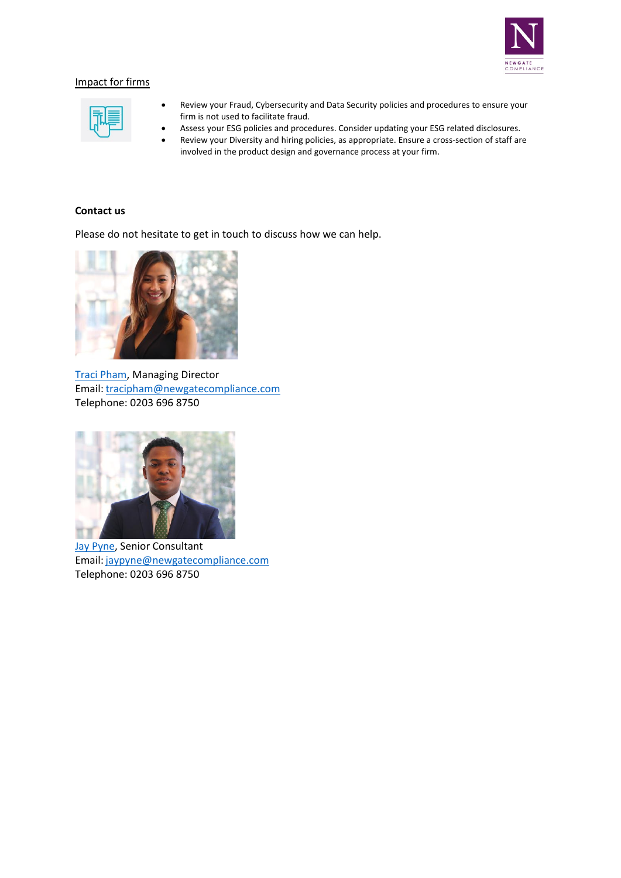## Impact for firms

- Review your Fraud, Cybersecurity and Data Security policies and procedures to ensure your firm is not used to facilitate fraud.
- Assess your ESG policies and procedures. Consider updating your ESG related disclosures.
- Review your Diversity and hiring policies, as appropriate. Ensure a cross-section of staff are involved in the product design and governance process at your firm.

**Contact us**

Please do not hesitate to get in touch to discuss how we can help.

Traci Pham, Managing Director
Email: tracipham@newgatecompliance.com
Telephone: 0203 696 8750

Jay Pyne, Senior Consultant
Email: jaypyne@newgatecompliance.com
Telephone: 0203 696 8750